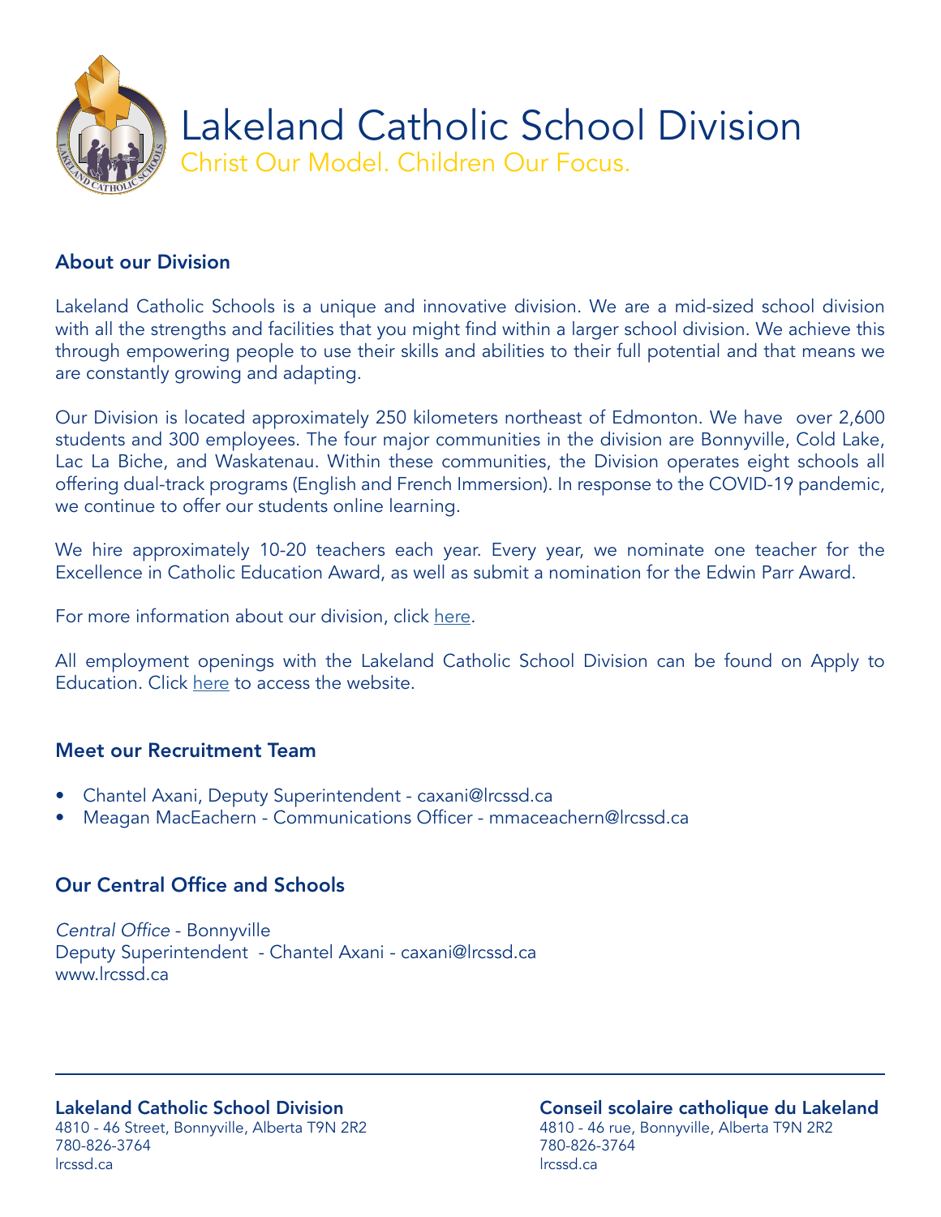# Lakeland Catholic School Division

Christ Our Model. Children Our Focus.

## About our Division

Lakeland Catholic Schools is a unique and innovative division. We are a mid-sized school division with all the strengths and facilities that you might find within a larger school division. We achieve this through empowering people to use their skills and abilities to their full potential and that means we are constantly growing and adapting.

Our Division is located approximately 250 kilometers northeast of Edmonton. We have over 2,600 students and 300 employees. The four major communities in the division are Bonnyville, Cold Lake, Lac La Biche, and Waskatenau. Within these communities, the Division operates eight schools all offering dual-track programs (English and French Immersion). In response to the COVID-19 pandemic, we continue to offer our students online learning.

We hire approximately 10-20 teachers each year. Every year, we nominate one teacher for the Excellence in Catholic Education Award, as well as submit a nomination for the Edwin Parr Award.

For more information about our division, click here.

All employment openings with the Lakeland Catholic School Division can be found on Apply to Education. Click here to access the website.

## Meet our Recruitment Team

- Chantel Axani, Deputy Superintendent - caxani@lrcssd.ca
- Meagan MacEachern - Communications Officer - mmaceachern@lrcssd.ca

## Our Central Office and Schools

*Central Office* - Bonnyville
Deputy Superintendent - Chantel Axani - caxani@lrcssd.ca
www.lrcssd.ca

**Lakeland Catholic School Division**
4810 - 46 Street, Bonnyville, Alberta T9N 2R2
780-826-3764
lrcssd.ca

**Conseil scolaire catholique du Lakeland**
4810 - 46 rue, Bonnyville, Alberta T9N 2R2
780-826-3764
lrcssd.ca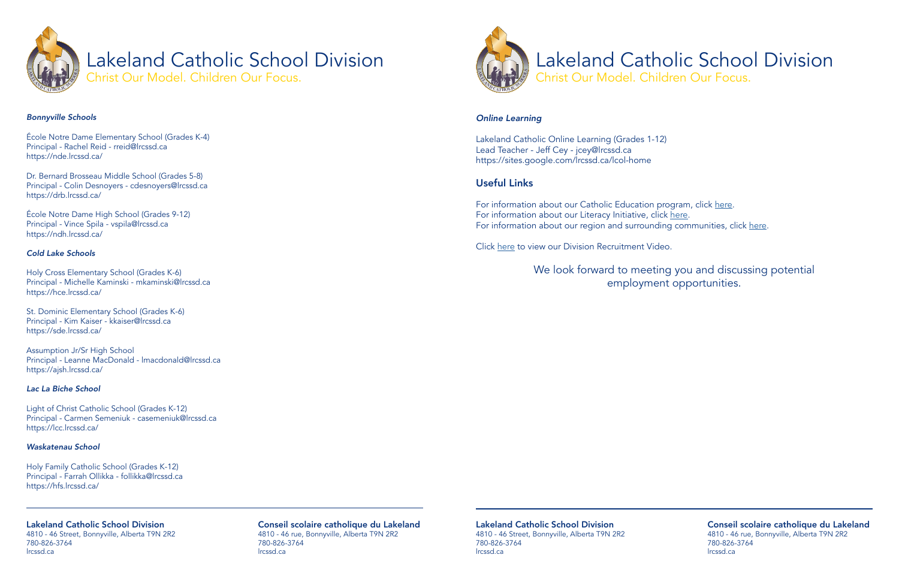# Lakeland Catholic School Division

Christ Our Model. Children Our Focus.

*Bonnyville Schools*

École Notre Dame Elementary School (Grades K-4)
Principal - Rachel Reid - rreid@lrcssd.ca
https://nde.lrcssd.ca/

Dr. Bernard Brosseau Middle School (Grades 5-8)
Principal - Colin Desnoyers - cdesnoyers@lrcssd.ca
https://drb.lrcssd.ca/

École Notre Dame High School (Grades 9-12)
Principal - Vince Spila - vspila@lrcssd.ca
https://ndh.lrcssd.ca/

*Cold Lake Schools*

Holy Cross Elementary School (Grades K-6)
Principal - Michelle Kaminski - mkaminski@lrcssd.ca
https://hce.lrcssd.ca/

St. Dominic Elementary School (Grades K-6)
Principal - Kim Kaiser - kkaiser@lrcssd.ca
https://sde.lrcssd.ca/

Assumption Jr/Sr High School
Principal - Leanne MacDonald - lmacdonald@lrcssd.ca
https://ajsh.lrcssd.ca/

*Lac La Biche School*

Light of Christ Catholic School (Grades K-12)
Principal - Carmen Semeniuk - casemeniuk@lrcssd.ca
https://lcc.lrcssd.ca/

*Waskatenau School*

Holy Family Catholic School (Grades K-12)
Principal - Farrah Ollikka - follikka@lrcssd.ca
https://hfs.lrcssd.ca/

*Online Learning*

Lakeland Catholic Online Learning (Grades 1-12)
Lead Teacher - Jeff Cey - jcey@lrcssd.ca
https://sites.google.com/lrcssd.ca/lcol-home

## Useful Links

For information about our Catholic Education program, click here.
For information about our Literacy Initiative, click here.
For information about our region and surrounding communities, click here.

Click here to view our Division Recruitment Video.

We look forward to meeting you and discussing potential employment opportunities.

**Lakeland Catholic School Division**
4810 - 46 Street, Bonnyville, Alberta T9N 2R2
780-826-3764
lrcssd.ca

**Conseil scolaire catholique du Lakeland**
4810 - 46 rue, Bonnyville, Alberta T9N 2R2
780-826-3764
lrcssd.ca